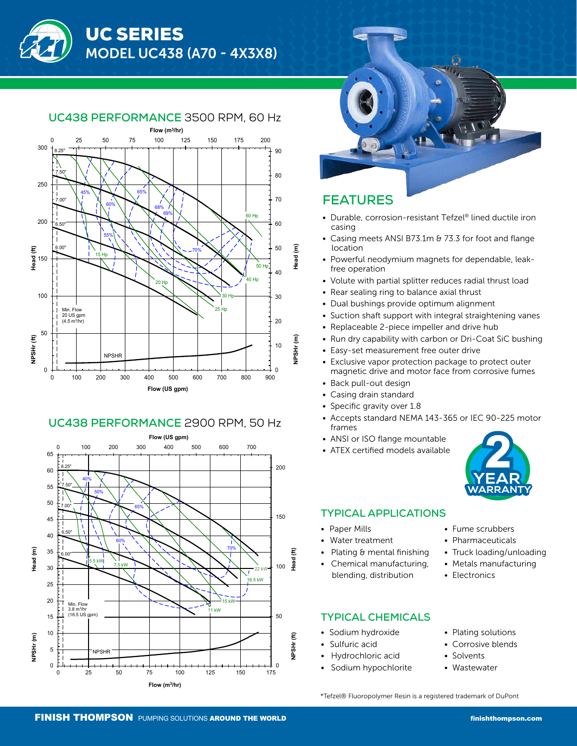# UC SERIES
## MODEL UC438 (A70 - 4X3X8)

## UC438 PERFORMANCE 3500 RPM, 60 Hz

Flow (m³/hr)

0 25 50 75 100 125 150 175 200

Head (ft) 300 250 200 150 100 50 0

Head (m) 90 80 70 60 50 40 30 20 10 0

8.25"
7.50"
7.00"
6.50"
6.00"

45% 60% 55% 65% 68% 69% 70%

15 Hp 20 Hp 25 Hp 30 Hp 40 Hp 50 Hp 60 Hp

Min. Flow
20 US gpm
(4.5 m³/hr)

NPSHR

NPSHr (ft)
NPSHr (m)

0 100 200 300 400 500 600 700 800 900

Flow (US gpm)

## UC438 PERFORMANCE 2900 RPM, 50 Hz

Flow (US gpm)

0 100 200 300 400 500 600 700

Head (m) 65 60 55 50 45 40 35 30 25 20 15 10 5 0

Head (ft) 200 150 100 50 0

8.25"
7.50"
7.00"
6.50"
6.00"

40% 50% 60% 65% 70%

5.5 kW 7.5 kW 11 kW 15 kW 18.5 kW 22 kW

Min. Flow
3.8 m³/hr
(16.5 US gpm)

NPSHR

NPSHr (m)
NPSHr (ft)

0 25 50 75 100 125 150 175

Flow (m³/hr)

## FEATURES

- Durable, corrosion-resistant Tefzel® lined ductile iron casing
- Casing meets ANSI B73.1m & 73.3 for foot and flange location
- Powerful neodymium magnets for dependable, leak-free operation
- Volute with partial splitter reduces radial thrust load
- Rear sealing ring to balance axial thrust
- Dual bushings provide optimum alignment
- Suction shaft support with integral straightening vanes
- Replaceable 2-piece impeller and drive hub
- Run dry capability with carbon or Dri-Coat SiC bushing
- Easy-set measurement free outer drive
- Exclusive vapor protection package to protect outer magnetic drive and motor face from corrosive fumes
- Back pull-out design
- Casing drain standard
- Specific gravity over 1.8
- Accepts standard NEMA 143-365 or IEC 90-225 motor frames
- ANSI or ISO flange mountable
- ATEX certified models available

2 YEAR WARRANTY

## TYPICAL APPLICATIONS

- Paper Mills
- Water treatment
- Plating & mental finishing
- Chemical manufacturing, blending, distribution
- Fume scrubbers
- Pharmaceuticals
- Truck loading/unloading
- Metals manufacturing
- Electronics

## TYPICAL CHEMICALS

- Sodium hydroxide
- Sulfuric acid
- Hydrochloric acid
- Sodium hypochlorite
- Plating solutions
- Corrosive blends
- Solvents
- Wastewater

*Tefzel® Fluoropolymer Resin is a registered trademark of DuPont

**FINISH THOMPSON** PUMPING SOLUTIONS **AROUND THE WORLD** finishthompson.com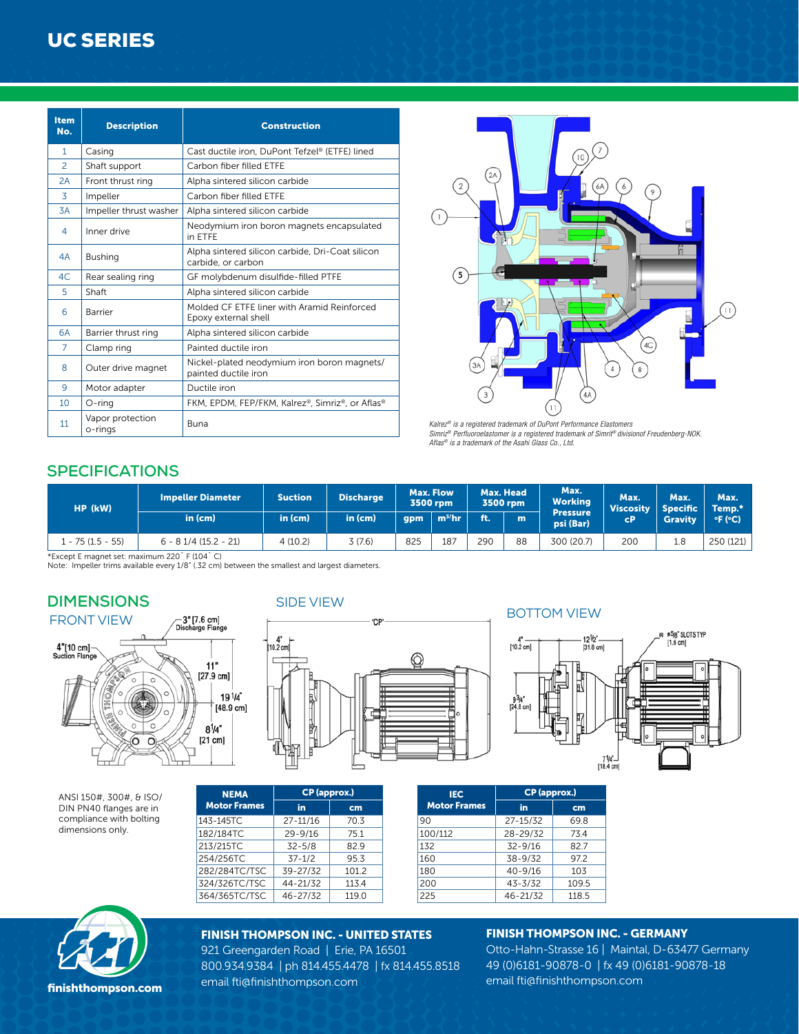# UC SERIES

| Item No. | Description | Construction |
|---|---|---|
| 1 | Casing | Cast ductile iron, DuPont Tefzel® (ETFE) lined |
| 2 | Shaft support | Carbon fiber filled ETFE |
| 2A | Front thrust ring | Alpha sintered silicon carbide |
| 3 | Impeller | Carbon fiber filled ETFE |
| 3A | Impeller thrust washer | Alpha sintered silicon carbide |
| 4 | Inner drive | Neodymium iron boron magnets encapsulated in ETFE |
| 4A | Bushing | Alpha sintered silicon carbide, Dri-Coat silicon carbide, or carbon |
| 4C | Rear sealing ring | GF molybdenum disulfide-filled PTFE |
| 5 | Shaft | Alpha sintered silicon carbide |
| 6 | Barrier | Molded CF ETFE liner with Aramid Reinforced Epoxy external shell |
| 6A | Barrier thrust ring | Alpha sintered silicon carbide |
| 7 | Clamp ring | Painted ductile iron |
| 8 | Outer drive magnet | Nickel-plated neodymium iron boron magnets/ painted ductile iron |
| 9 | Motor adapter | Ductile iron |
| 10 | O-ring | FKM, EPDM, FEP/FKM, Kalrez®, Simriz®, or Aflas® |
| 11 | Vapor protection o-rings | Buna |

*Kalrez® is a registered trademark of DuPont Performance Elastomers*
*Simriz® Perfluoroelastomer is a registered trademark of Simrit® divisionof Freudenberg-NOK.*
*Aflas® is a trademark of the Asahi Glass Co., Ltd.*

## SPECIFICATIONS

| HP (kW) | Impeller Diameter | Suction | Discharge | Max. Flow 3500 rpm | | Max. Head 3500 rpm | | Max. Working Pressure psi (Bar) | Max. Viscosity cP | Max. Specific Gravity | Max. Temp.* °F (°C) |
|---|---|---|---|---|---|---|---|---|---|---|---|
| | in (cm) | in (cm) | in (cm) | gpm | m³/hr | ft. | m | | | | |
| 1 - 75 (1.5 - 55) | 6 - 8 1/4 (15.2 - 21) | 4 (10.2) | 3 (7.6) | 825 | 187 | 290 | 88 | 300 (20.7) | 200 | 1.8 | 250 (121) |

*Except E magnet set: maximum 220° F (104° C)
Note: Impeller trims available every 1/8" (.32 cm) between the smallest and largest diameters.

## DIMENSIONS

### FRONT VIEW

3" [7.6 cm] Discharge Flange
4" [10 cm] Suction Flange
11" [27.9 cm]
19 1/4" [48.9 cm]
8 1/4" [21 cm]

### SIDE VIEW

'CP'
4" [10.2 cm]

### BOTTOM VIEW

4" [10.2 cm]
12 1/2" [31.8 cm]
(4) ø5/8" SLOTS TYP [1.6 cm]
9 3/4" [24.8 cm]
7 1/4" [18.4 cm]

ANSI 150#, 300#, & ISO/DIN PN40 flanges are in compliance with bolting dimensions only.

| NEMA Motor Frames | CP (approx.) | |
|---|---|---|
| | in | cm |
| 143-145TC | 27-11/16 | 70.3 |
| 182/184TC | 29-9/16 | 75.1 |
| 213/215TC | 32-5/8 | 82.9 |
| 254/256TC | 37-1/2 | 95.3 |
| 282/284TC/TSC | 39-27/32 | 101.2 |
| 324/326TC/TSC | 44-21/32 | 113.4 |
| 364/365TC/TSC | 46-27/32 | 119.0 |

| IEC Motor Frames | CP (approx.) | |
|---|---|---|
| | in | cm |
| 90 | 27-15/32 | 69.8 |
| 100/112 | 28-29/32 | 73.4 |
| 132 | 32-9/16 | 82.7 |
| 160 | 38-9/32 | 97.2 |
| 180 | 40-9/16 | 103 |
| 200 | 43-3/32 | 109.5 |
| 225 | 46-21/32 | 118.5 |

finishthompson.com

**FINISH THOMPSON INC. - UNITED STATES**
921 Greengarden Road | Erie, PA 16501
800.934.9384 | ph 814.455.4478 | fx 814.455.8518
email fti@finishthompson.com

**FINISH THOMPSON INC. - GERMANY**
Otto-Hahn-Strasse 16 | Maintal, D-63477 Germany
49 (0)6181-90878-0 | fx 49 (0)6181-90878-18
email fti@finishthompson.com